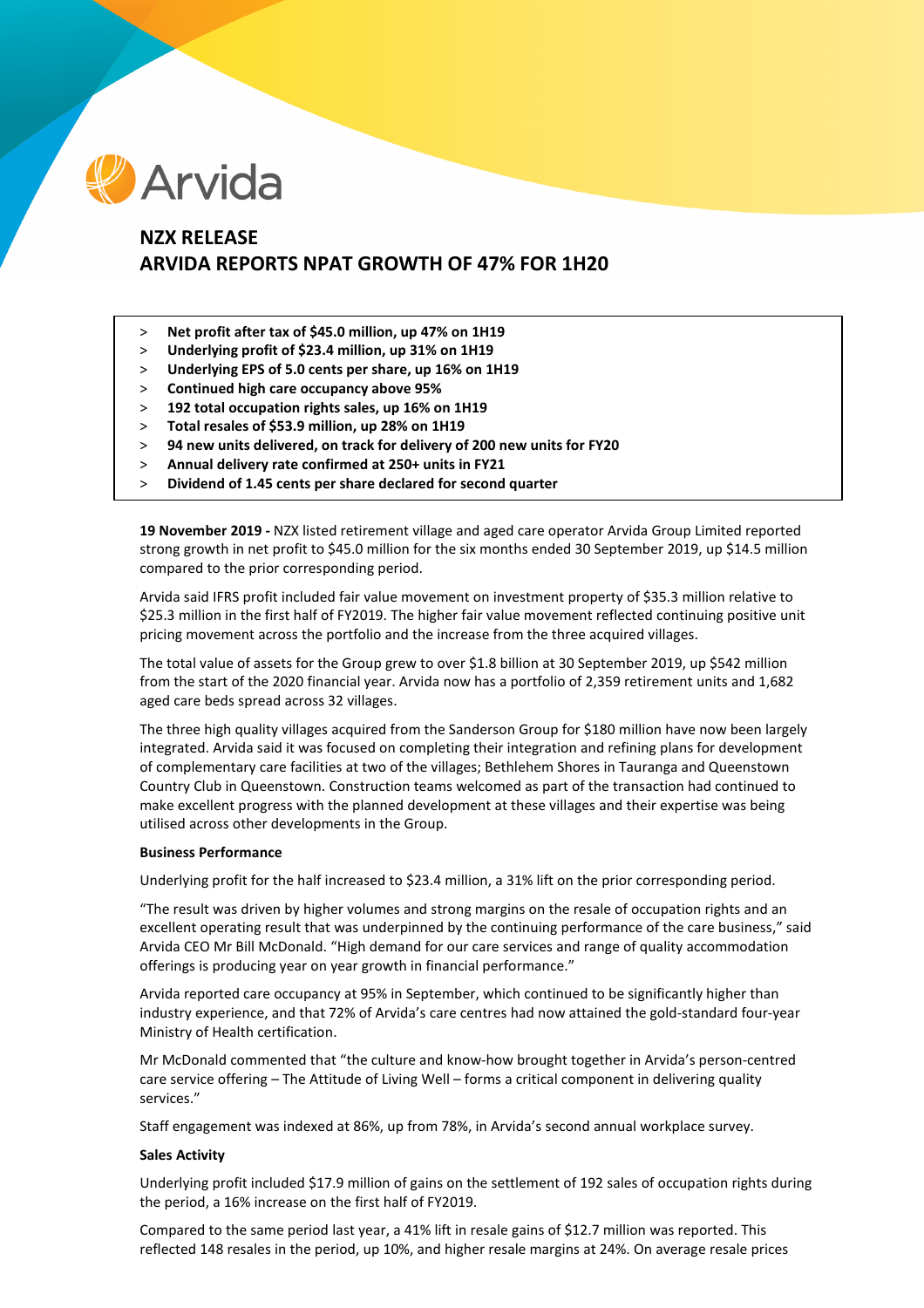Arvida

# NZX RELEASE
# ARVIDA REPORTS NPAT GROWTH OF 47% FOR 1H20

- **Net profit after tax of $45.0 million, up 47% on 1H19**
- **Underlying profit of $23.4 million, up 31% on 1H19**
- **Underlying EPS of 5.0 cents per share, up 16% on 1H19**
- **Continued high care occupancy above 95%**
- **192 total occupation rights sales, up 16% on 1H19**
- **Total resales of $53.9 million, up 28% on 1H19**
- **94 new units delivered, on track for delivery of 200 new units for FY20**
- **Annual delivery rate confirmed at 250+ units in FY21**
- **Dividend of 1.45 cents per share declared for second quarter**

**19 November 2019 -** NZX listed retirement village and aged care operator Arvida Group Limited reported strong growth in net profit to $45.0 million for the six months ended 30 September 2019, up $14.5 million compared to the prior corresponding period.

Arvida said IFRS profit included fair value movement on investment property of $35.3 million relative to $25.3 million in the first half of FY2019. The higher fair value movement reflected continuing positive unit pricing movement across the portfolio and the increase from the three acquired villages.

The total value of assets for the Group grew to over $1.8 billion at 30 September 2019, up $542 million from the start of the 2020 financial year. Arvida now has a portfolio of 2,359 retirement units and 1,682 aged care beds spread across 32 villages.

The three high quality villages acquired from the Sanderson Group for $180 million have now been largely integrated. Arvida said it was focused on completing their integration and refining plans for development of complementary care facilities at two of the villages; Bethlehem Shores in Tauranga and Queenstown Country Club in Queenstown. Construction teams welcomed as part of the transaction had continued to make excellent progress with the planned development at these villages and their expertise was being utilised across other developments in the Group.

**Business Performance**

Underlying profit for the half increased to $23.4 million, a 31% lift on the prior corresponding period.

"The result was driven by higher volumes and strong margins on the resale of occupation rights and an excellent operating result that was underpinned by the continuing performance of the care business," said Arvida CEO Mr Bill McDonald. "High demand for our care services and range of quality accommodation offerings is producing year on year growth in financial performance."

Arvida reported care occupancy at 95% in September, which continued to be significantly higher than industry experience, and that 72% of Arvida's care centres had now attained the gold-standard four-year Ministry of Health certification.

Mr McDonald commented that "the culture and know-how brought together in Arvida's person-centred care service offering – The Attitude of Living Well – forms a critical component in delivering quality services."

Staff engagement was indexed at 86%, up from 78%, in Arvida's second annual workplace survey.

**Sales Activity**

Underlying profit included $17.9 million of gains on the settlement of 192 sales of occupation rights during the period, a 16% increase on the first half of FY2019.

Compared to the same period last year, a 41% lift in resale gains of $12.7 million was reported. This reflected 148 resales in the period, up 10%, and higher resale margins at 24%. On average resale prices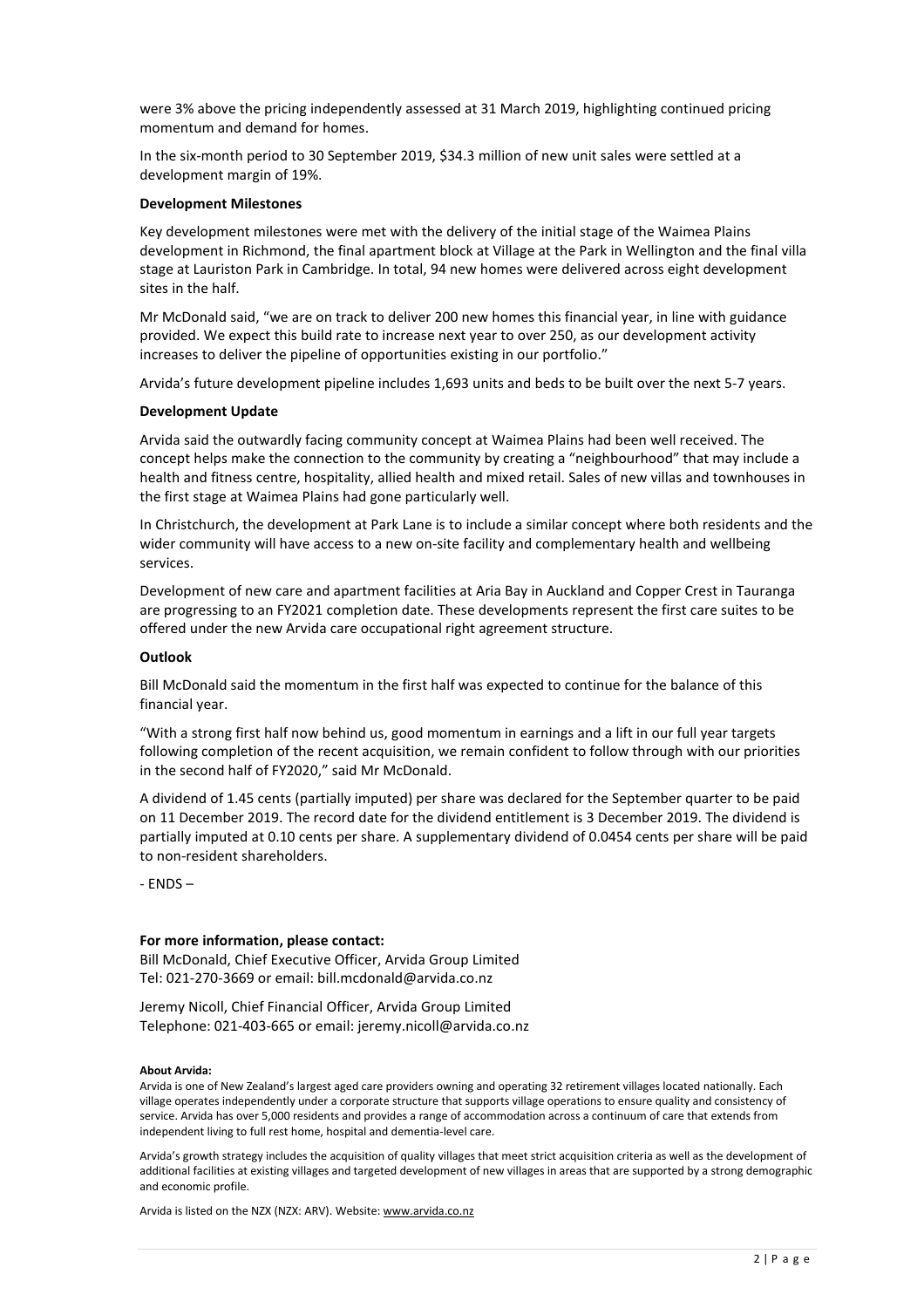were 3% above the pricing independently assessed at 31 March 2019, highlighting continued pricing momentum and demand for homes.

In the six-month period to 30 September 2019, $34.3 million of new unit sales were settled at a development margin of 19%.

**Development Milestones**

Key development milestones were met with the delivery of the initial stage of the Waimea Plains development in Richmond, the final apartment block at Village at the Park in Wellington and the final villa stage at Lauriston Park in Cambridge. In total, 94 new homes were delivered across eight development sites in the half.

Mr McDonald said, "we are on track to deliver 200 new homes this financial year, in line with guidance provided. We expect this build rate to increase next year to over 250, as our development activity increases to deliver the pipeline of opportunities existing in our portfolio."

Arvida's future development pipeline includes 1,693 units and beds to be built over the next 5-7 years.

**Development Update**

Arvida said the outwardly facing community concept at Waimea Plains had been well received. The concept helps make the connection to the community by creating a "neighbourhood" that may include a health and fitness centre, hospitality, allied health and mixed retail. Sales of new villas and townhouses in the first stage at Waimea Plains had gone particularly well.

In Christchurch, the development at Park Lane is to include a similar concept where both residents and the wider community will have access to a new on-site facility and complementary health and wellbeing services.

Development of new care and apartment facilities at Aria Bay in Auckland and Copper Crest in Tauranga are progressing to an FY2021 completion date. These developments represent the first care suites to be offered under the new Arvida care occupational right agreement structure.

**Outlook**

Bill McDonald said the momentum in the first half was expected to continue for the balance of this financial year.

"With a strong first half now behind us, good momentum in earnings and a lift in our full year targets following completion of the recent acquisition, we remain confident to follow through with our priorities in the second half of FY2020," said Mr McDonald.

A dividend of 1.45 cents (partially imputed) per share was declared for the September quarter to be paid on 11 December 2019. The record date for the dividend entitlement is 3 December 2019. The dividend is partially imputed at 0.10 cents per share. A supplementary dividend of 0.0454 cents per share will be paid to non-resident shareholders.

- ENDS –

**For more information, please contact:**
Bill McDonald, Chief Executive Officer, Arvida Group Limited
Tel: 021-270-3669 or email: bill.mcdonald@arvida.co.nz

Jeremy Nicoll, Chief Financial Officer, Arvida Group Limited
Telephone: 021-403-665 or email: jeremy.nicoll@arvida.co.nz

**About Arvida:**
Arvida is one of New Zealand's largest aged care providers owning and operating 32 retirement villages located nationally. Each village operates independently under a corporate structure that supports village operations to ensure quality and consistency of service. Arvida has over 5,000 residents and provides a range of accommodation across a continuum of care that extends from independent living to full rest home, hospital and dementia-level care.

Arvida's growth strategy includes the acquisition of quality villages that meet strict acquisition criteria as well as the development of additional facilities at existing villages and targeted development of new villages in areas that are supported by a strong demographic and economic profile.

Arvida is listed on the NZX (NZX: ARV). Website: www.arvida.co.nz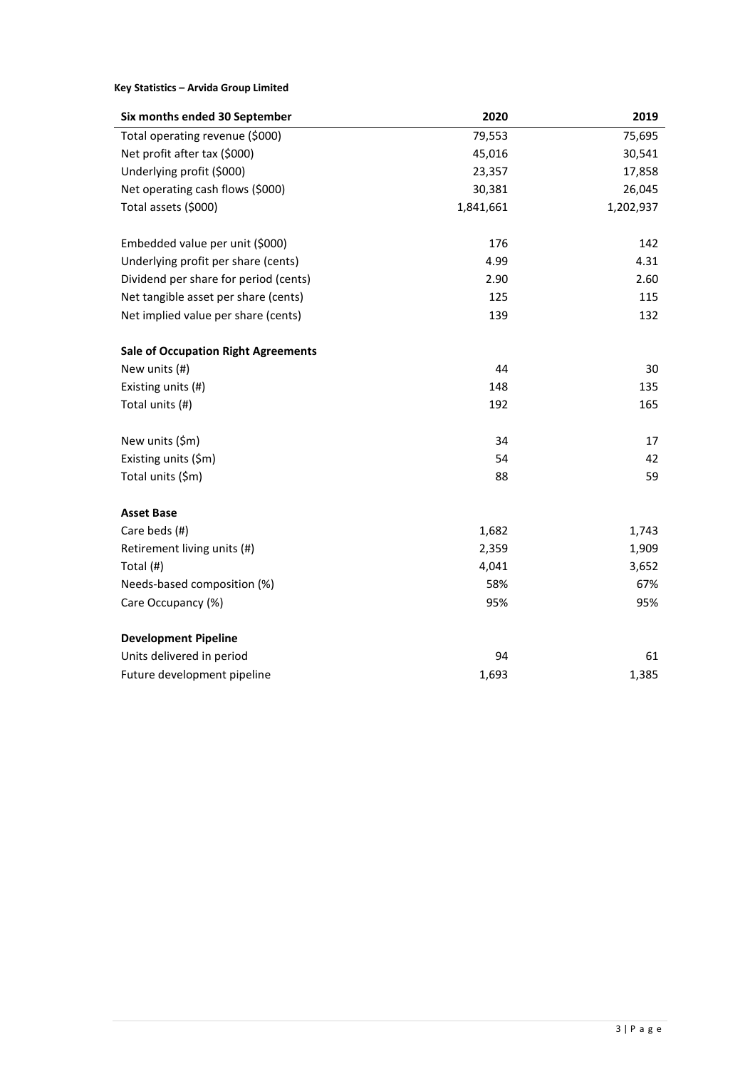**Key Statistics – Arvida Group Limited**

| Six months ended 30 September | 2020 | 2019 |
|---|---|---|
| Total operating revenue ($000) | 79,553 | 75,695 |
| Net profit after tax ($000) | 45,016 | 30,541 |
| Underlying profit ($000) | 23,357 | 17,858 |
| Net operating cash flows ($000) | 30,381 | 26,045 |
| Total assets ($000) | 1,841,661 | 1,202,937 |
| | | |
| Embedded value per unit ($000) | 176 | 142 |
| Underlying profit per share (cents) | 4.99 | 4.31 |
| Dividend per share for period (cents) | 2.90 | 2.60 |
| Net tangible asset per share (cents) | 125 | 115 |
| Net implied value per share (cents) | 139 | 132 |
| | | |
| **Sale of Occupation Right Agreements** | | |
| New units (#) | 44 | 30 |
| Existing units (#) | 148 | 135 |
| Total units (#) | 192 | 165 |
| | | |
| New units ($m) | 34 | 17 |
| Existing units ($m) | 54 | 42 |
| Total units ($m) | 88 | 59 |
| | | |
| **Asset Base** | | |
| Care beds (#) | 1,682 | 1,743 |
| Retirement living units (#) | 2,359 | 1,909 |
| Total (#) | 4,041 | 3,652 |
| Needs-based composition (%) | 58% | 67% |
| Care Occupancy (%) | 95% | 95% |
| | | |
| **Development Pipeline** | | |
| Units delivered in period | 94 | 61 |
| Future development pipeline | 1,693 | 1,385 |